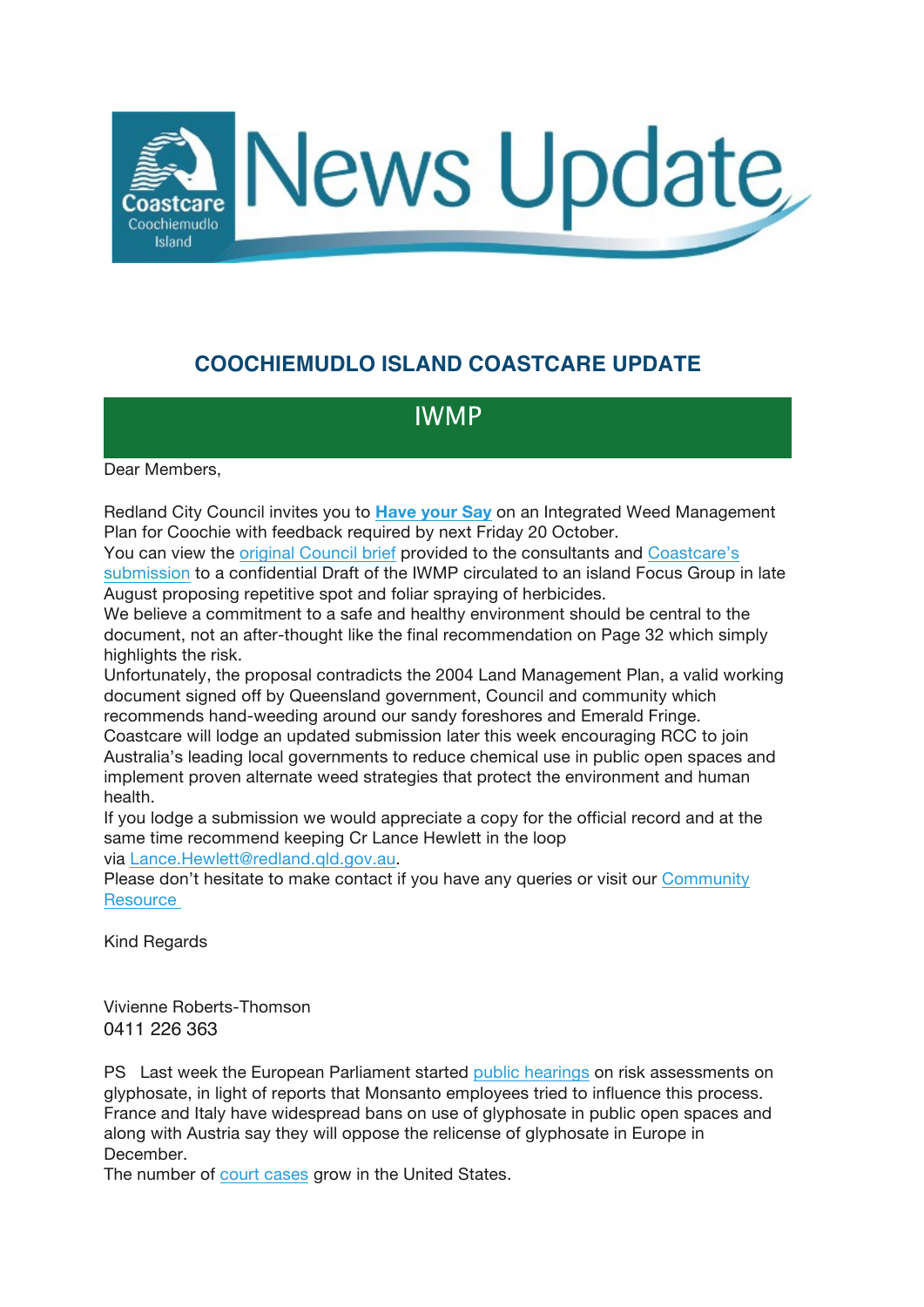# News Update

Coastcare Coochiemudlo Island

## COOCHIEMUDLO ISLAND COASTCARE UPDATE

### IWMP

Dear Members,

Redland City Council invites you to **Have your Say** on an Integrated Weed Management Plan for Coochie with feedback required by next Friday 20 October.
You can view the original Council brief provided to the consultants and Coastcare's submission to a confidential Draft of the IWMP circulated to an island Focus Group in late August proposing repetitive spot and foliar spraying of herbicides.
We believe a commitment to a safe and healthy environment should be central to the document, not an after-thought like the final recommendation on Page 32 which simply highlights the risk.
Unfortunately, the proposal contradicts the 2004 Land Management Plan, a valid working document signed off by Queensland government, Council and community which recommends hand-weeding around our sandy foreshores and Emerald Fringe.
Coastcare will lodge an updated submission later this week encouraging RCC to join Australia's leading local governments to reduce chemical use in public open spaces and implement proven alternate weed strategies that protect the environment and human health.
If you lodge a submission we would appreciate a copy for the official record and at the same time recommend keeping Cr Lance Hewlett in the loop via Lance.Hewlett@redland.qld.gov.au.
Please don't hesitate to make contact if you have any queries or visit our Community Resource

Kind Regards

Vivienne Roberts-Thomson
0411 226 363

PS Last week the European Parliament started public hearings on risk assessments on glyphosate, in light of reports that Monsanto employees tried to influence this process. France and Italy have widespread bans on use of glyphosate in public open spaces and along with Austria say they will oppose the relicense of glyphosate in Europe in December.
The number of court cases grow in the United States.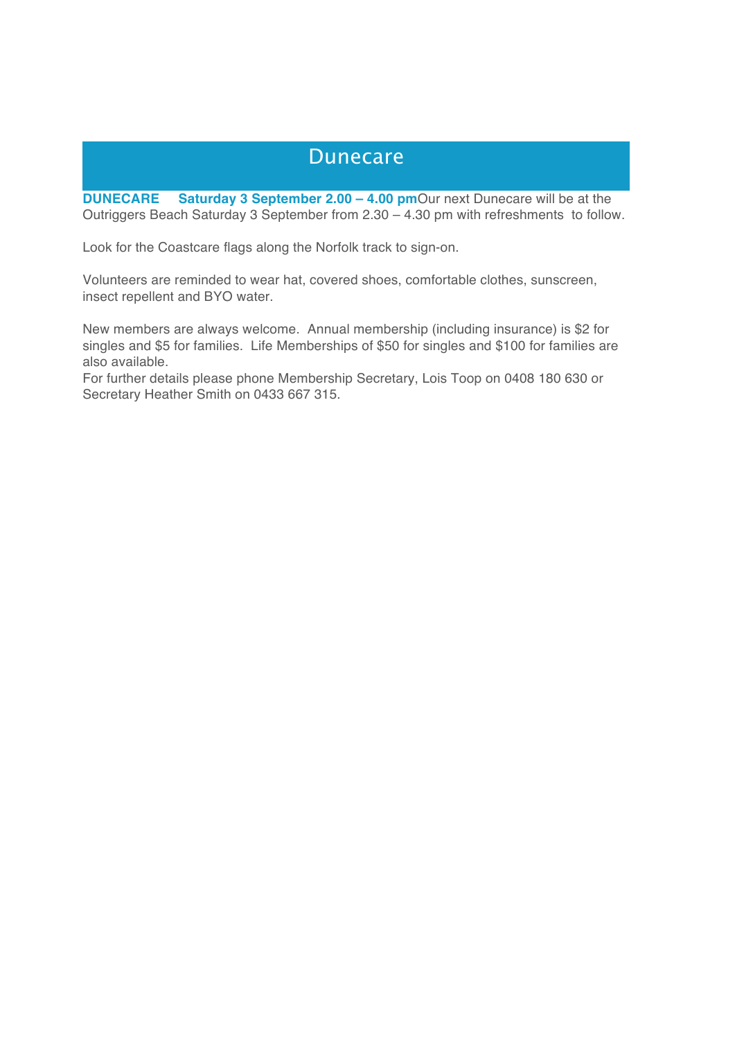# Dunecare

**DUNECARE Saturday 3 September 2.00 – 4.00 pm** Our next Dunecare will be at the Outriggers Beach Saturday 3 September from 2.30 – 4.30 pm with refreshments to follow.

Look for the Coastcare flags along the Norfolk track to sign-on.

Volunteers are reminded to wear hat, covered shoes, comfortable clothes, sunscreen, insect repellent and BYO water.

New members are always welcome. Annual membership (including insurance) is $2 for singles and $5 for families. Life Memberships of $50 for singles and $100 for families are also available.
For further details please phone Membership Secretary, Lois Toop on 0408 180 630 or Secretary Heather Smith on 0433 667 315.